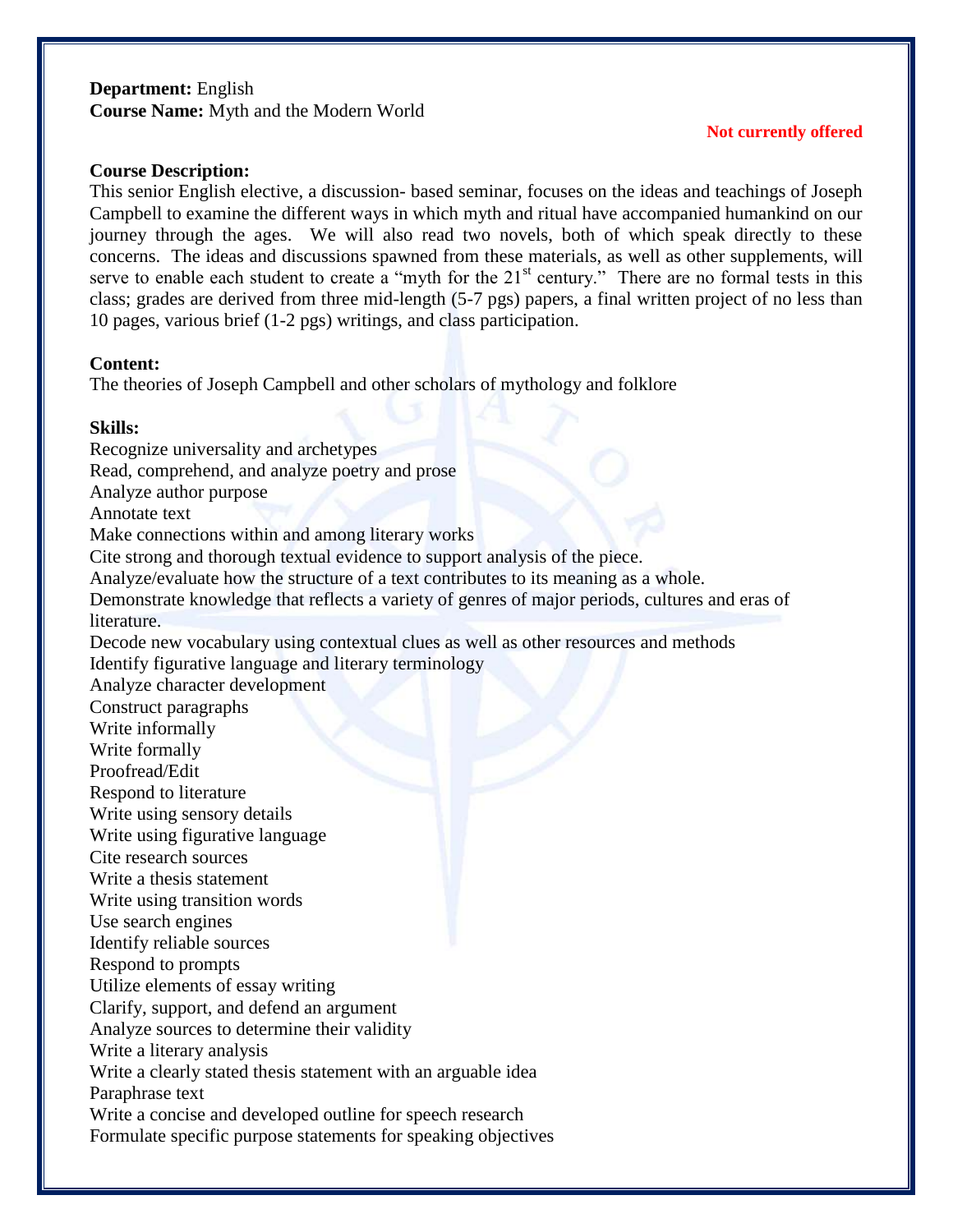**Department:** English
**Course Name:** Myth and the Modern World

**Not currently offered**

**Course Description:**
This senior English elective, a discussion- based seminar, focuses on the ideas and teachings of Joseph Campbell to examine the different ways in which myth and ritual have accompanied humankind on our journey through the ages. We will also read two novels, both of which speak directly to these concerns. The ideas and discussions spawned from these materials, as well as other supplements, will serve to enable each student to create a "myth for the 21st century." There are no formal tests in this class; grades are derived from three mid-length (5-7 pgs) papers, a final written project of no less than 10 pages, various brief (1-2 pgs) writings, and class participation.

**Content:**
The theories of Joseph Campbell and other scholars of mythology and folklore

**Skills:**
Recognize universality and archetypes
Read, comprehend, and analyze poetry and prose
Analyze author purpose
Annotate text
Make connections within and among literary works
Cite strong and thorough textual evidence to support analysis of the piece.
Analyze/evaluate how the structure of a text contributes to its meaning as a whole.
Demonstrate knowledge that reflects a variety of genres of major periods, cultures and eras of literature.
Decode new vocabulary using contextual clues as well as other resources and methods
Identify figurative language and literary terminology
Analyze character development
Construct paragraphs
Write informally
Write formally
Proofread/Edit
Respond to literature
Write using sensory details
Write using figurative language
Cite research sources
Write a thesis statement
Write using transition words
Use search engines
Identify reliable sources
Respond to prompts
Utilize elements of essay writing
Clarify, support, and defend an argument
Analyze sources to determine their validity
Write a literary analysis
Write a clearly stated thesis statement with an arguable idea
Paraphrase text
Write a concise and developed outline for speech research
Formulate specific purpose statements for speaking objectives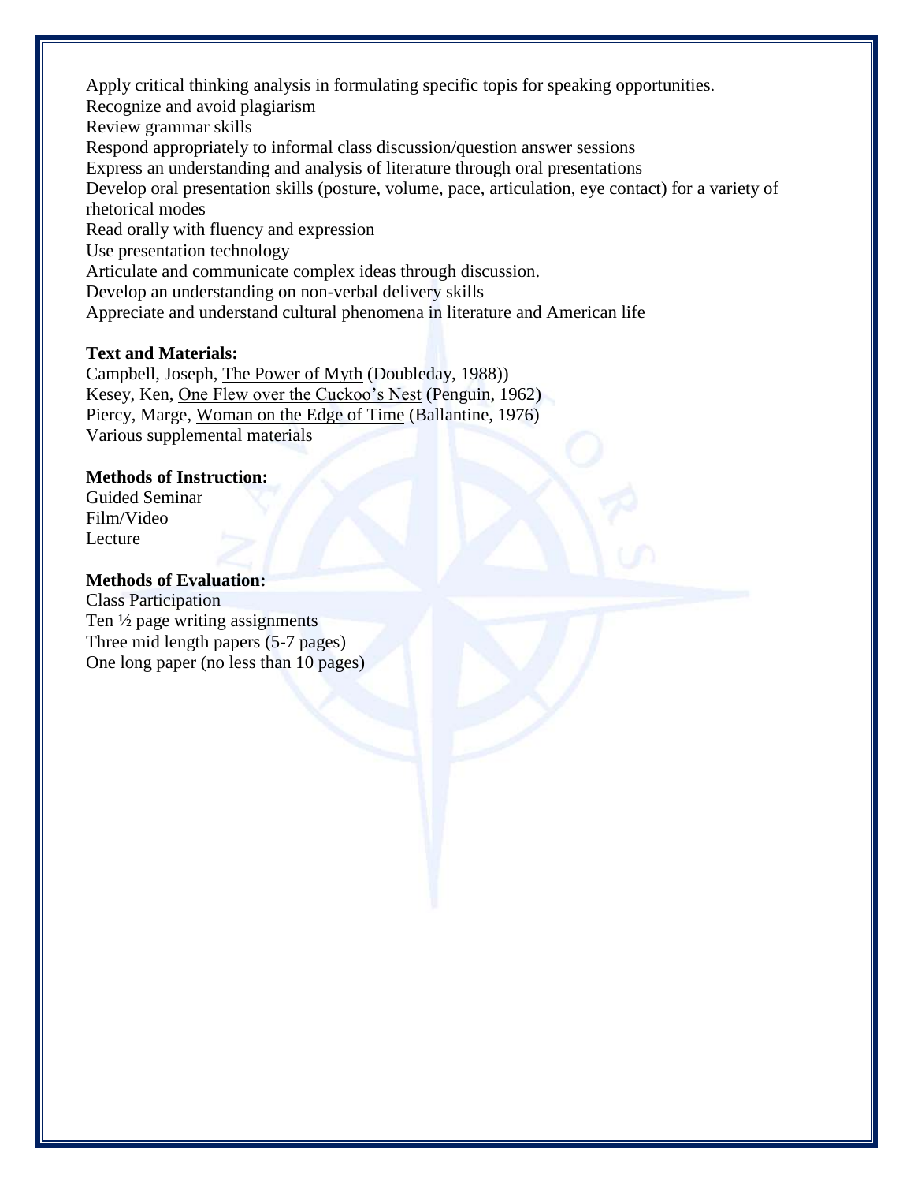Apply critical thinking analysis in formulating specific topis for speaking opportunities.
Recognize and avoid plagiarism
Review grammar skills
Respond appropriately to informal class discussion/question answer sessions
Express an understanding and analysis of literature through oral presentations
Develop oral presentation skills (posture, volume, pace, articulation, eye contact) for a variety of rhetorical modes
Read orally with fluency and expression
Use presentation technology
Articulate and communicate complex ideas through discussion.
Develop an understanding on non-verbal delivery skills
Appreciate and understand cultural phenomena in literature and American life

**Text and Materials:**
Campbell, Joseph, The Power of Myth (Doubleday, 1988))
Kesey, Ken, One Flew over the Cuckoo's Nest (Penguin, 1962)
Piercy, Marge, Woman on the Edge of Time (Ballantine, 1976)
Various supplemental materials

**Methods of Instruction:**
Guided Seminar
Film/Video
Lecture

**Methods of Evaluation:**
Class Participation
Ten ½ page writing assignments
Three mid length papers (5-7 pages)
One long paper (no less than 10 pages)